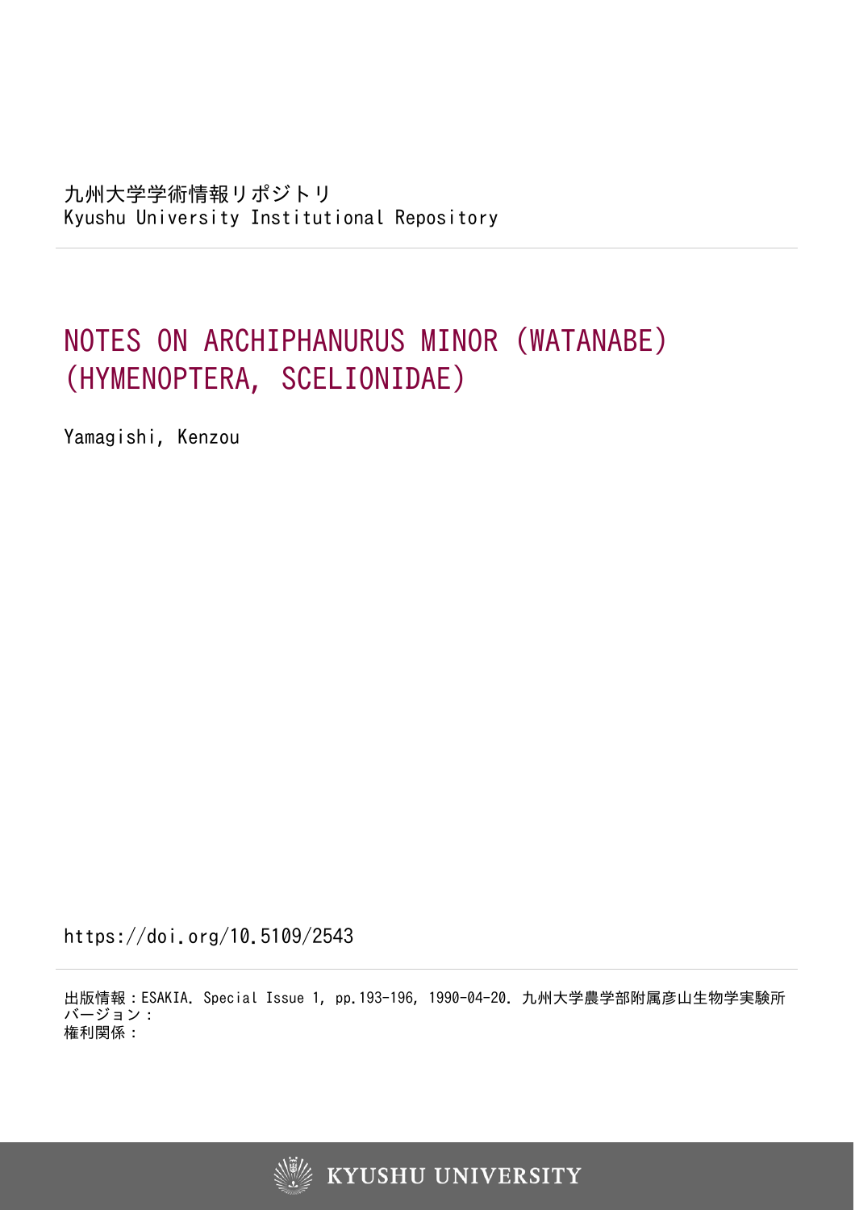九州大学学術情報リポジトリ
Kyushu University Institutional Repository

# NOTES ON ARCHIPHANURUS MINOR (WATANABE) (HYMENOPTERA, SCELIONIDAE)

Yamagishi, Kenzou

https://doi.org/10.5109/2543

出版情報：ESAKIA. Special Issue 1, pp.193-196, 1990-04-20. 九州大学農学部附属彦山生物学実験所
バージョン：
権利関係：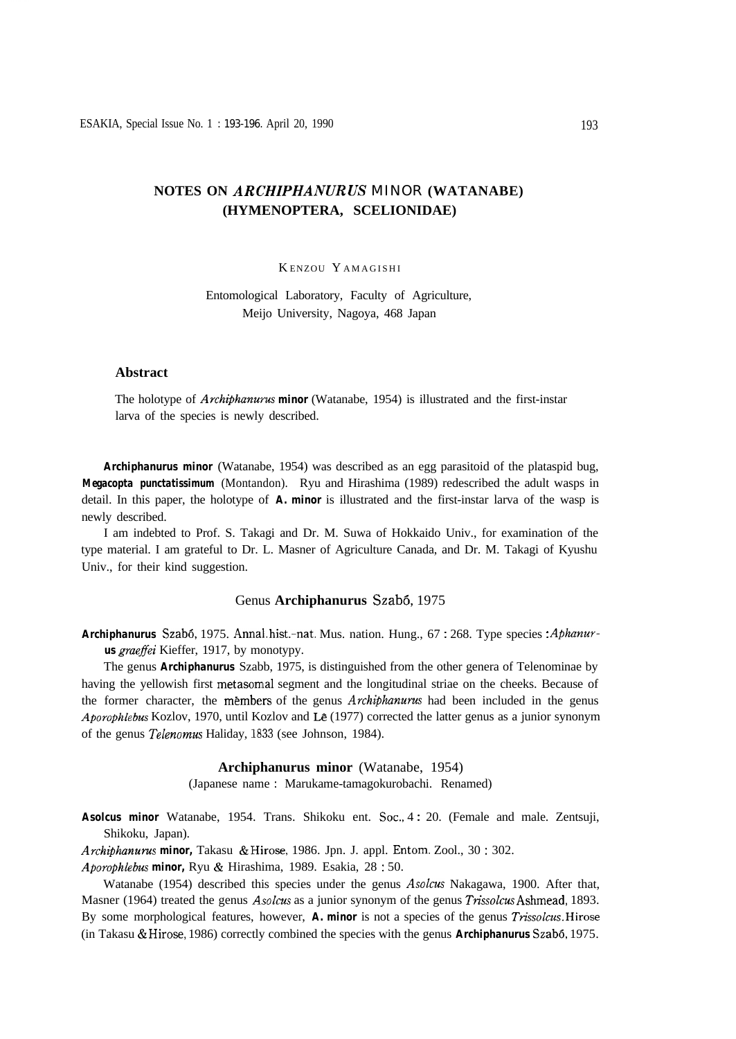# NOTES ON *ARCHIPHANURUS* MINOR (WATANABE) (HYMENOPTERA, SCELIONIDAE)

KENZOU YAMAGISHI

Entomological Laboratory, Faculty of Agriculture, Meijo University, Nagoya, 468 Japan

## Abstract

The holotype of *Archiphanurus* **minor** (Watanabe, 1954) is illustrated and the first-instar larva of the species is newly described.

**Archiphanurus minor** (Watanabe, 1954) was described as an egg parasitoid of the plataspid bug, **Megacopta punctatissimum** (Montandon). Ryu and Hirashima (1989) redescribed the adult wasps in detail. In this paper, the holotype of **A. minor** is illustrated and the first-instar larva of the wasp is newly described.

I am indebted to Prof. S. Takagi and Dr. M. Suwa of Hokkaido Univ., for examination of the type material. I am grateful to Dr. L. Masner of Agriculture Canada, and Dr. M. Takagi of Kyushu Univ., for their kind suggestion.

### Genus **Archiphanurus** Szabó, 1975

**Archiphanurus** Szabó, 1975. Annal. hist.-nat. Mus. nation. Hung., 67 : 268. Type species : *Aphanurus graeffei* Kieffer, 1917, by monotypy.

The genus **Archiphanurus** Szabó, 1975, is distinguished from the other genera of Telenominae by having the yellowish first metasomal segment and the longitudinal striae on the cheeks. Because of the former character, the members of the genus *Archiphanurus* had been included in the genus *Aporophlebus* Kozlov, 1970, until Kozlov and Lê (1977) corrected the latter genus as a junior synonym of the genus *Telenomus* Haliday, 1833 (see Johnson, 1984).

### Archiphanurus minor (Watanabe, 1954)

(Japanese name : Marukame-tamagokurobachi. Renamed)

**Asolcus minor** Watanabe, 1954. Trans. Shikoku ent. Soc., 4 : 20. (Female and male. Zentsuji, Shikoku, Japan).

*Archiphanurus* **minor,** Takasu & Hirose, 1986. Jpn. J. appl. Entom. Zool., 30 : 302.

*Aporophlebus* **minor,** Ryu & Hirashima, 1989. Esakia, 28 : 50.

Watanabe (1954) described this species under the genus *Asolcus* Nakagawa, 1900. After that, Masner (1964) treated the genus *Asolcus* as a junior synonym of the genus *Trissolcus* Ashmead, 1893. By some morphological features, however, **A. minor** is not a species of the genus *Trissolcus*. Hirose (in Takasu & Hirose, 1986) correctly combined the species with the genus **Archiphanurus** Szabó, 1975.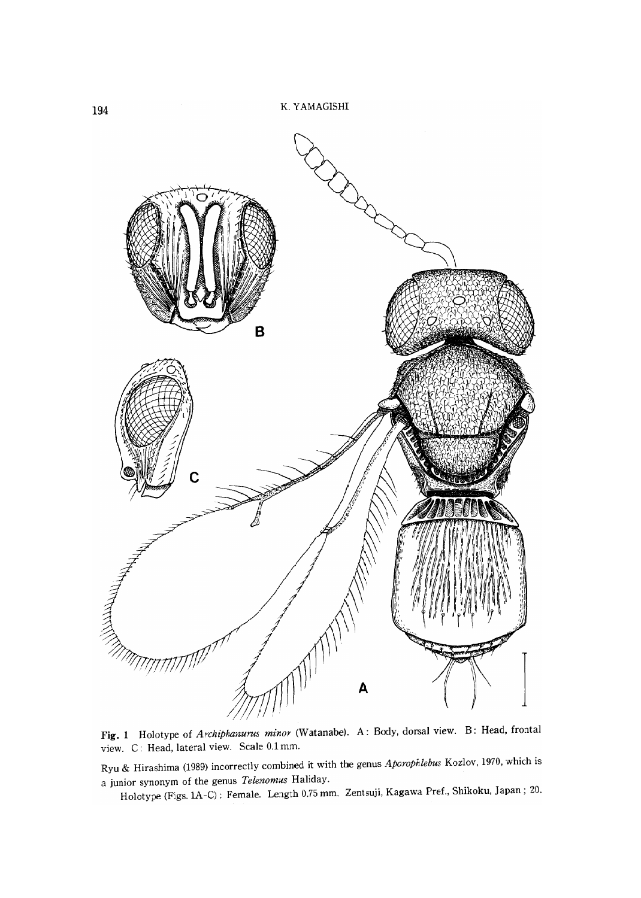Fig. 1 Holotype of *Archiphanurus minor* (Watanabe). A: Body, dorsal view. B: Head, frontal view. C: Head, lateral view. Scale 0.1 mm.

Ryu & Hirashima (1989) incorrectly combined it with the genus *Aporophlebus* Kozlov, 1970, which is a junior synonym of the genus *Telenomus* Haliday.

Holotype (Figs. 1A–C): Female. Length 0.75 mm. Zentsuji, Kagawa Pref., Shikoku, Japan; 20.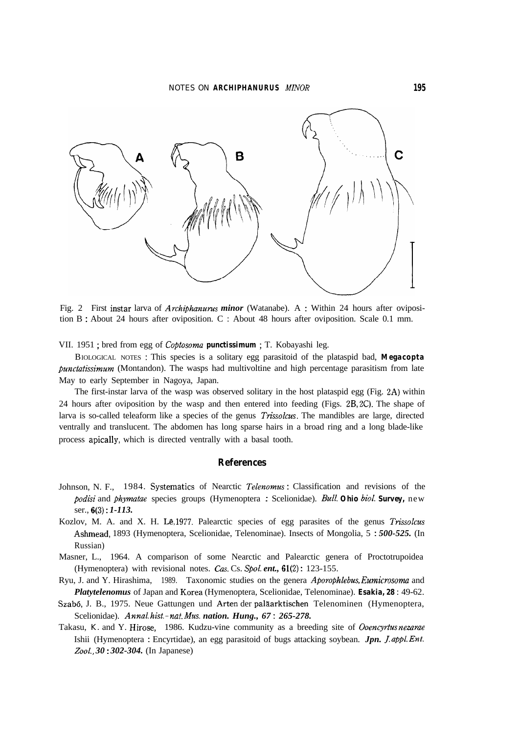Fig. 2 First instar larva of *Archiphanurus minor* (Watanabe). A : Within 24 hours after oviposition B : About 24 hours after oviposition. C : About 48 hours after oviposition. Scale 0.1 mm.

VII. 1951 ; bred from egg of *Coptosoma punctissimum* ; T. Kobayashi leg.

BIOLOGICAL NOTES : This species is a solitary egg parasitoid of the plataspid bad, *Megacopta punctatissimum* (Montandon). The wasps had multivoltine and high percentage parasitism from late May to early September in Nagoya, Japan.

The first-instar larva of the wasp was observed solitary in the host plataspid egg (Fig. 2A) within 24 hours after oviposition by the wasp and then entered into feeding (Figs. 2B, 2C). The shape of larva is so-called teleaform like a species of the genus *Trissolcus*. The mandibles are large, directed ventrally and translucent. The abdomen has long sparse hairs in a broad ring and a long blade-like process apically, which is directed ventrally with a basal tooth.

## References

Johnson, N. F., 1984. Systematics of Nearctic *Telenomus* : Classification and revisions of the *podisi* and *phymatae* species groups (Hymenoptera : Scelionidae). *Bull. Ohio biol. Survey*, new ser., **6**(3) : 1-113.

Kozlov, M. A. and X. H. Lê, 1977. Palearctic species of egg parasites of the genus *Trissolcus* Ashmead, 1893 (Hymenoptera, Scelionidae, Telenominae). Insects of Mongolia, 5 : 500-525. (In Russian)

Masner, L., 1964. A comparison of some Nearctic and Palearctic genera of Proctotrupoidea (Hymenoptera) with revisional notes. *Cas. Cs. Spol. ent.*, **61**(2) : 123-155.

Ryu, J. and Y. Hirashima, 1989. Taxonomic studies on the genera *Aporophlebus*, *Eumicrosoma* and *Platytelenomus* of Japan and Korea (Hymenoptera, Scelionidae, Telenominae). *Esakia*, **28** : 49-62.

Szabó, J. B., 1975. Neue Gattungen und Arten der paläarktischen Telenominen (Hymenoptera, Scelionidae). *Annal. hist.-nat. Mus. nation. Hung.*, **67** : 265-278.

Takasu, K. and Y. Hirose, 1986. Kudzu-vine community as a breeding site of *Ooencyrtus nezarae* Ishii (Hymenoptera : Encyrtidae), an egg parasitoid of bugs attacking soybean. *Jpn. J. appl. Ent. Zool.*, **30** : 302-304. (In Japanese)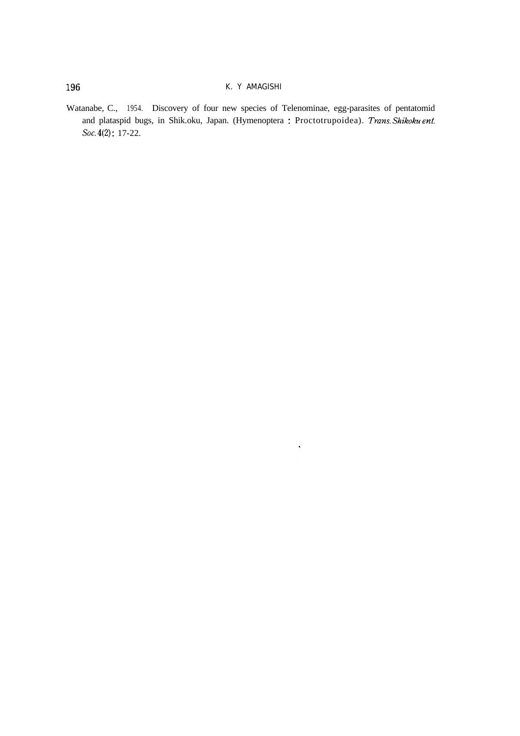Watanabe, C., 1954. Discovery of four new species of Telenominae, egg-parasites of pentatomid and plataspid bugs, in Shik.oku, Japan. (Hymenoptera : Proctotrupoidea). *Trans. Shikoku ent. Soc.* 4(2): 17-22.